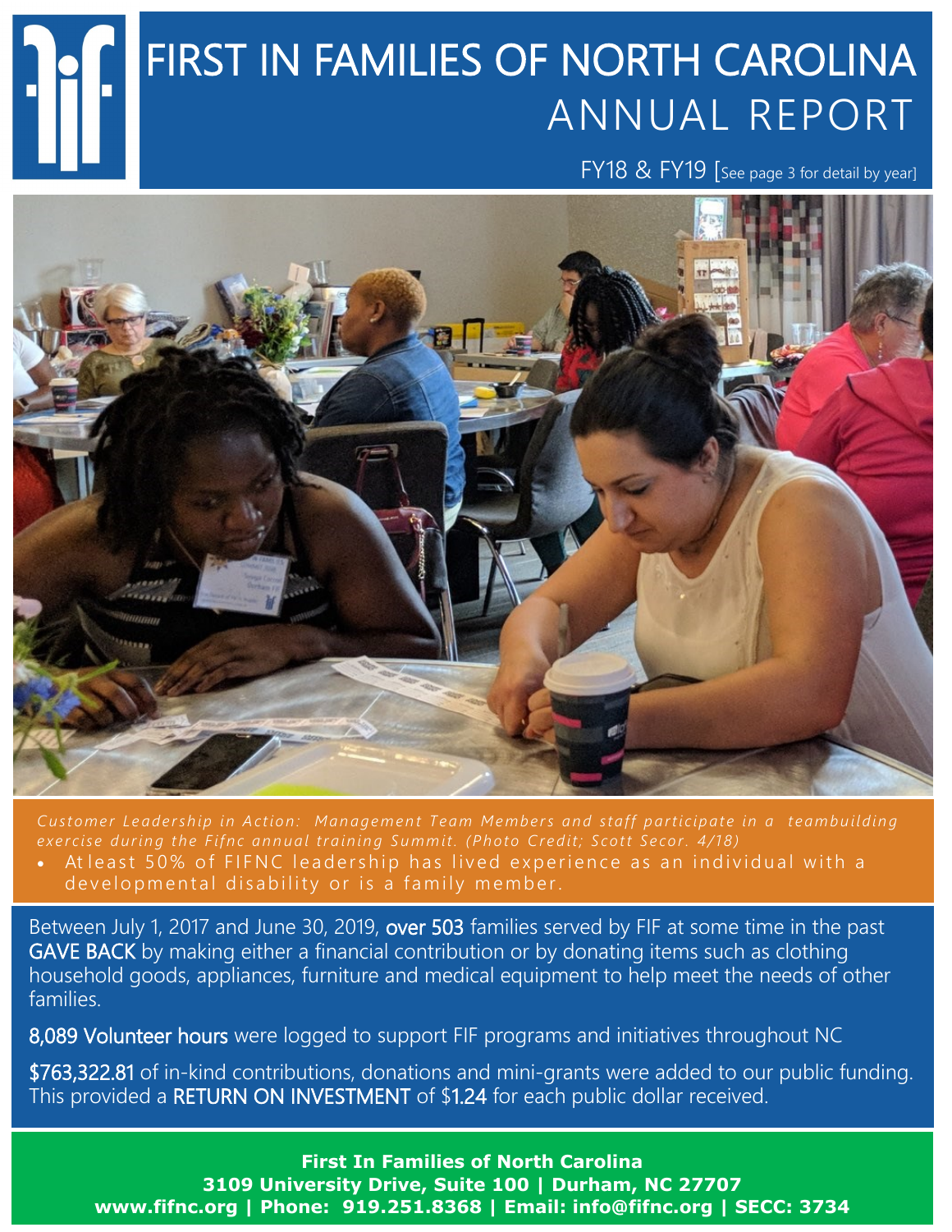# FIRST IN FAMILIES OF NORTH CAROLINA

## ANNUAL REPORT

FY18 & FY19 [See page 3 for detail by year]

*Customer Leadership in Action: Management Team Members and staff participate in a teambuilding exercise during the Fifnc annual training Summit. (Photo Credit; Scott Secor. 4/18)*

- At least 50% of FIFNC leadership has lived experience as an individual with a developmental disability or is a family member.

Between July 1, 2017 and June 30, 2019, **over 503** families served by FIF at some time in the past **GAVE BACK** by making either a financial contribution or by donating items such as clothing household goods, appliances, furniture and medical equipment to help meet the needs of other families.

**8,089 Volunteer hours** were logged to support FIF programs and initiatives throughout NC

**$763,322.81** of in-kind contributions, donations and mini-grants were added to our public funding. This provided a **RETURN ON INVESTMENT** of $**1.24** for each public dollar received.

**First In Families of North Carolina**
**3109 University Drive, Suite 100 | Durham, NC 27707**
**www.fifnc.org | Phone: 919.251.8368 | Email: info@fifnc.org | SECC: 3734**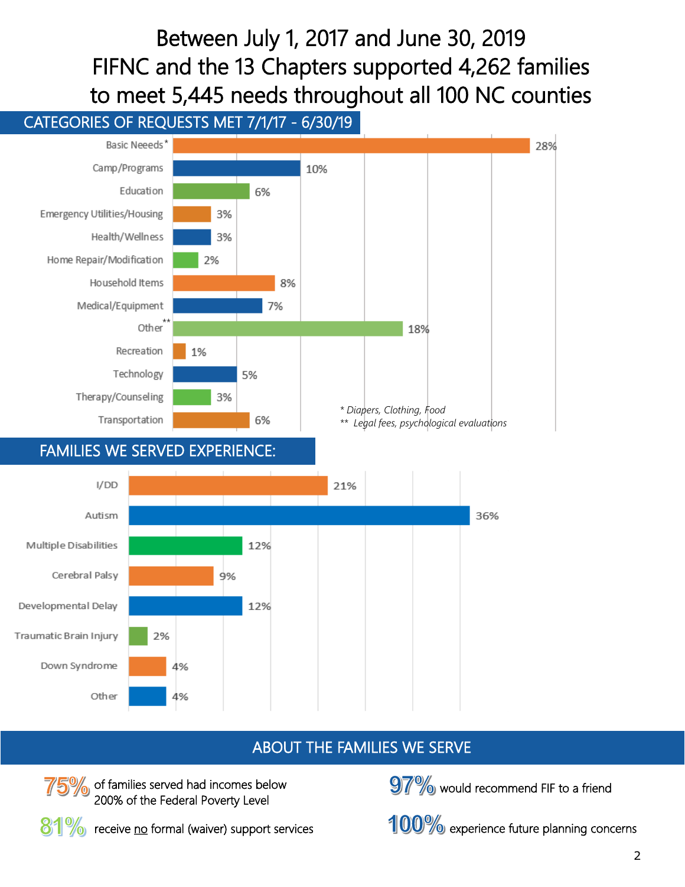# Between July 1, 2017 and June 30, 2019 FIFNC and the 13 Chapters supported 4,262 families to meet 5,445 needs throughout all 100 NC counties

## CATEGORIES OF REQUESTS MET 7/1/17 - 6/30/19

| Category | Percent |
|---|---|
| Basic Neeeds* | 28% |
| Camp/Programs | 10% |
| Education | 6% |
| Emergency Utilities/Housing | 3% |
| Health/Wellness | 3% |
| Home Repair/Modification | 2% |
| Household Items | 8% |
| Medical/Equipment | 7% |
| Other** | 18% |
| Recreation | 1% |
| Technology | 5% |
| Therapy/Counseling | 3% |
| Transportation | 6% |

\* Diapers, Clothing, Food

\*\* Legal fees, psychological evaluations

## FAMILIES WE SERVED EXPERIENCE:

| Condition | Percent |
|---|---|
| I/DD | 21% |
| Autism | 36% |
| Multiple Disabilities | 12% |
| Cerebral Palsy | 9% |
| Developmental Delay | 12% |
| Traumatic Brain Injury | 2% |
| Down Syndrome | 4% |
| Other | 4% |

## ABOUT THE FAMILIES WE SERVE

**75%** of families served had incomes below 200% of the Federal Poverty Level

**81%** receive no formal (waiver) support services

**97%** would recommend FIF to a friend

**100%** experience future planning concerns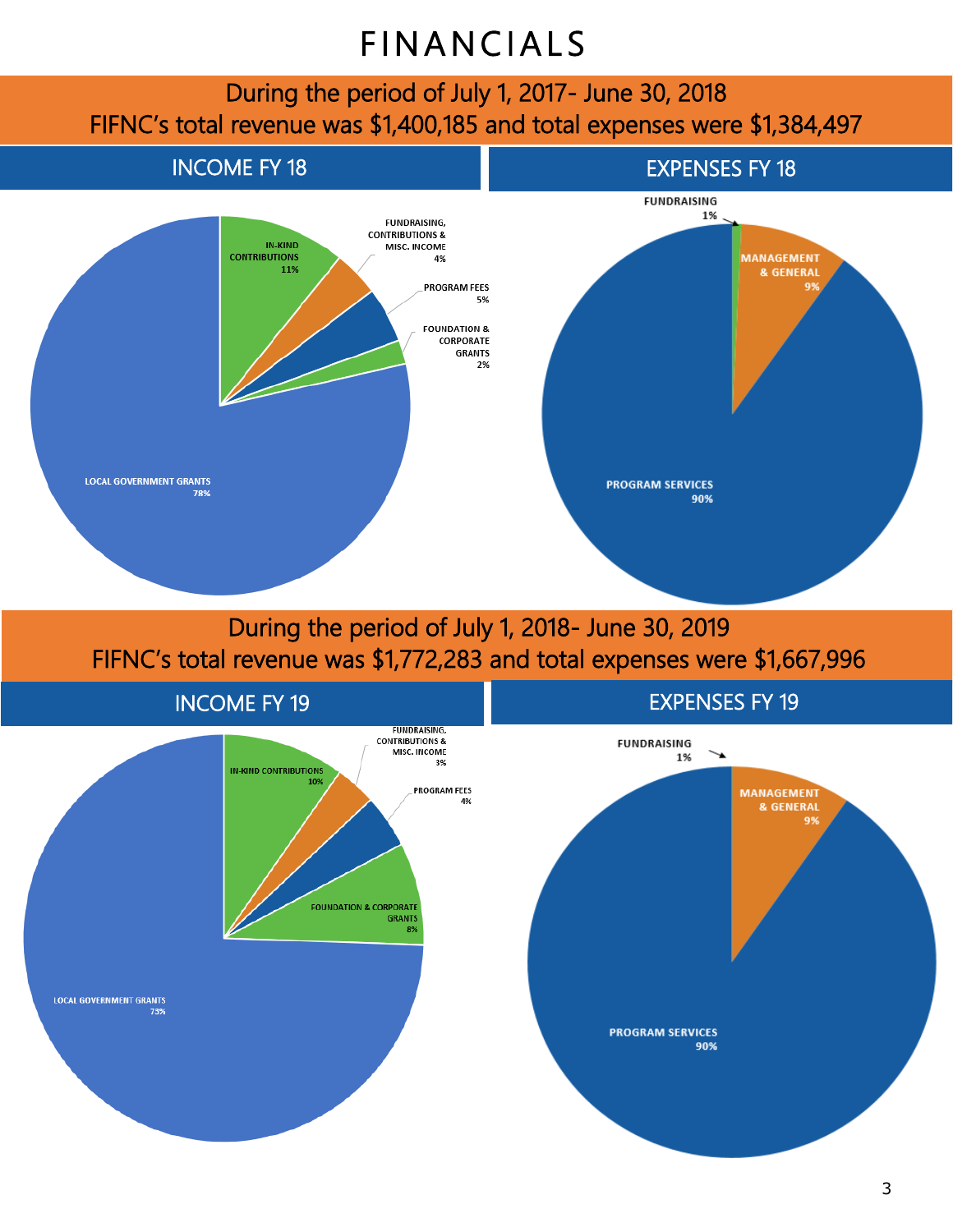# FINANCIALS

## During the period of July 1, 2017- June 30, 2018
## FIFNC's total revenue was $1,400,185 and total expenses were $1,384,497

### INCOME FY 18

- LOCAL GOVERNMENT GRANTS 78%
- IN-KIND CONTRIBUTIONS 11%
- PROGRAM FEES 5%
- FUNDRAISING, CONTRIBUTIONS & MISC. INCOME 4%
- FOUNDATION & CORPORATE GRANTS 2%

### EXPENSES FY 18

- PROGRAM SERVICES 90%
- MANAGEMENT & GENERAL 9%
- FUNDRAISING 1%

## During the period of July 1, 2018- June 30, 2019
## FIFNC's total revenue was $1,772,283 and total expenses were $1,667,996

### INCOME FY 19

- LOCAL GOVERNMENT GRANTS 73%
- IN-KIND CONTRIBUTIONS 10%
- FOUNDATION & CORPORATE GRANTS 8%
- PROGRAM FEES 4%
- FUNDRAISING, CONTRIBUTIONS & MISC. INCOME 3%

### EXPENSES FY 19

- PROGRAM SERVICES 90%
- MANAGEMENT & GENERAL 9%
- FUNDRAISING 1%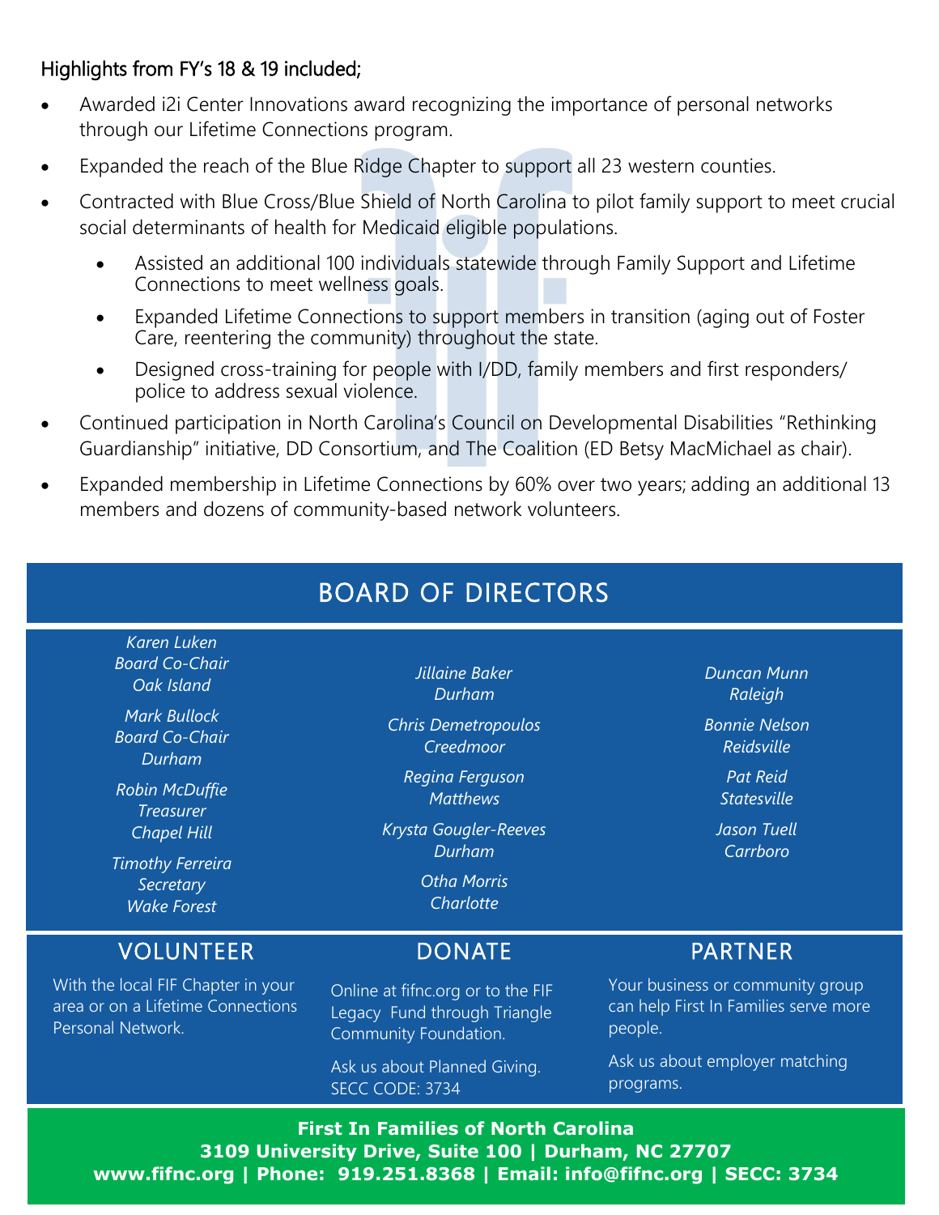Highlights from FY's 18 & 19 included;

- Awarded i2i Center Innovations award recognizing the importance of personal networks through our Lifetime Connections program.
- Expanded the reach of the Blue Ridge Chapter to support all 23 western counties.
- Contracted with Blue Cross/Blue Shield of North Carolina to pilot family support to meet crucial social determinants of health for Medicaid eligible populations.
    - Assisted an additional 100 individuals statewide through Family Support and Lifetime Connections to meet wellness goals.
    - Expanded Lifetime Connections to support members in transition (aging out of Foster Care, reentering the community) throughout the state.
    - Designed cross-training for people with I/DD, family members and first responders/ police to address sexual violence.
- Continued participation in North Carolina's Council on Developmental Disabilities "Rethinking Guardianship" initiative, DD Consortium, and The Coalition (ED Betsy MacMichael as chair).
- Expanded membership in Lifetime Connections by 60% over two years; adding an additional 13 members and dozens of community-based network volunteers.

## BOARD OF DIRECTORS

*Karen Luken*
*Board Co-Chair*
*Oak Island*

*Mark Bullock*
*Board Co-Chair*
*Durham*

*Robin McDuffie*
*Treasurer*
*Chapel Hill*

*Timothy Ferreira*
*Secretary*
*Wake Forest*

*Jillaine Baker*
*Durham*

*Chris Demetropoulos*
*Creedmoor*

*Regina Ferguson*
*Matthews*

*Krysta Gougler-Reeves*
*Durham*

*Otha Morris*
*Charlotte*

*Duncan Munn*
*Raleigh*

*Bonnie Nelson*
*Reidsville*

*Pat Reid*
*Statesville*

*Jason Tuell*
*Carrboro*

## VOLUNTEER

With the local FIF Chapter in your area or on a Lifetime Connections Personal Network.

## DONATE

Online at fifnc.org or to the FIF Legacy Fund through Triangle Community Foundation.

Ask us about Planned Giving. SECC CODE: 3734

## PARTNER

Your business or community group can help First In Families serve more people.

Ask us about employer matching programs.

**First In Families of North Carolina**
**3109 University Drive, Suite 100 | Durham, NC 27707**
**www.fifnc.org | Phone: 919.251.8368 | Email: info@fifnc.org | SECC: 3734**